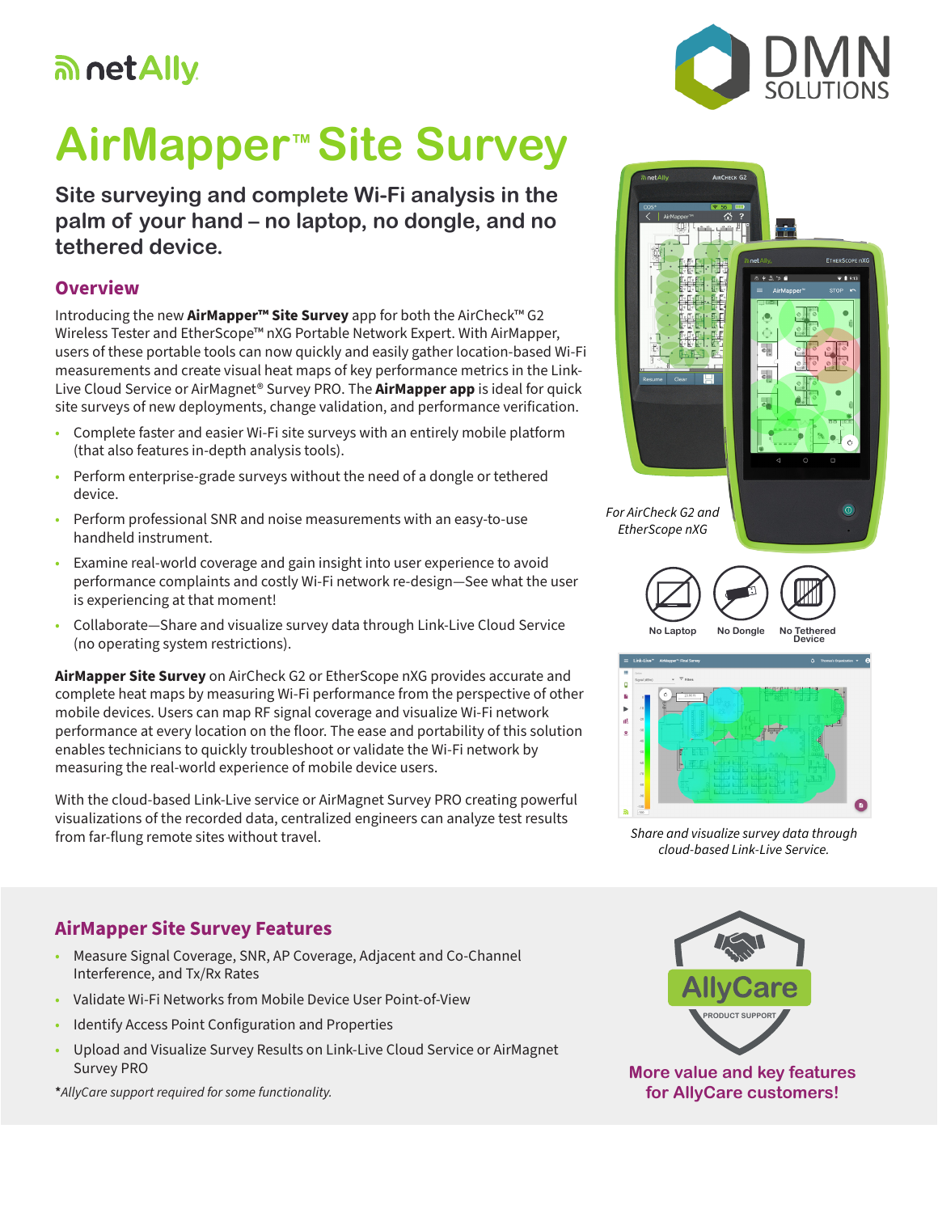netAlly

DMN SOLUTIONS

# AirMapper™ Site Survey

## Site surveying and complete Wi-Fi analysis in the palm of your hand – no laptop, no dongle, and no tethered device.

### Overview

Introducing the new **AirMapper™ Site Survey** app for both the AirCheck™ G2 Wireless Tester and EtherScope™ nXG Portable Network Expert. With AirMapper, users of these portable tools can now quickly and easily gather location-based Wi-Fi measurements and create visual heat maps of key performance metrics in the Link-Live Cloud Service or AirMagnet® Survey PRO. The **AirMapper app** is ideal for quick site surveys of new deployments, change validation, and performance verification.

- Complete faster and easier Wi-Fi site surveys with an entirely mobile platform (that also features in-depth analysis tools).
- Perform enterprise-grade surveys without the need of a dongle or tethered device.
- Perform professional SNR and noise measurements with an easy-to-use handheld instrument.
- Examine real-world coverage and gain insight into user experience to avoid performance complaints and costly Wi-Fi network re-design—See what the user is experiencing at that moment!
- Collaborate—Share and visualize survey data through Link-Live Cloud Service (no operating system restrictions).

**AirMapper Site Survey** on AirCheck G2 or EtherScope nXG provides accurate and complete heat maps by measuring Wi-Fi performance from the perspective of other mobile devices. Users can map RF signal coverage and visualize Wi-Fi network performance at every location on the floor. The ease and portability of this solution enables technicians to quickly troubleshoot or validate the Wi-Fi network by measuring the real-world experience of mobile device users.

With the cloud-based Link-Live service or AirMagnet Survey PRO creating powerful visualizations of the recorded data, centralized engineers can analyze test results from far-flung remote sites without travel.

*For AirCheck G2 and EtherScope nXG*

No Laptop | No Dongle | No Tethered Device

*Share and visualize survey data through cloud-based Link-Live Service.*

### AirMapper Site Survey Features

- Measure Signal Coverage, SNR, AP Coverage, Adjacent and Co-Channel Interference, and Tx/Rx Rates
- Validate Wi-Fi Networks from Mobile Device User Point-of-View
- Identify Access Point Configuration and Properties
- Upload and Visualize Survey Results on Link-Live Cloud Service or AirMagnet Survey PRO

**AllyCare PRODUCT SUPPORT*

*AllyCare support required for some functionality.*

**More value and key features for AllyCare customers!**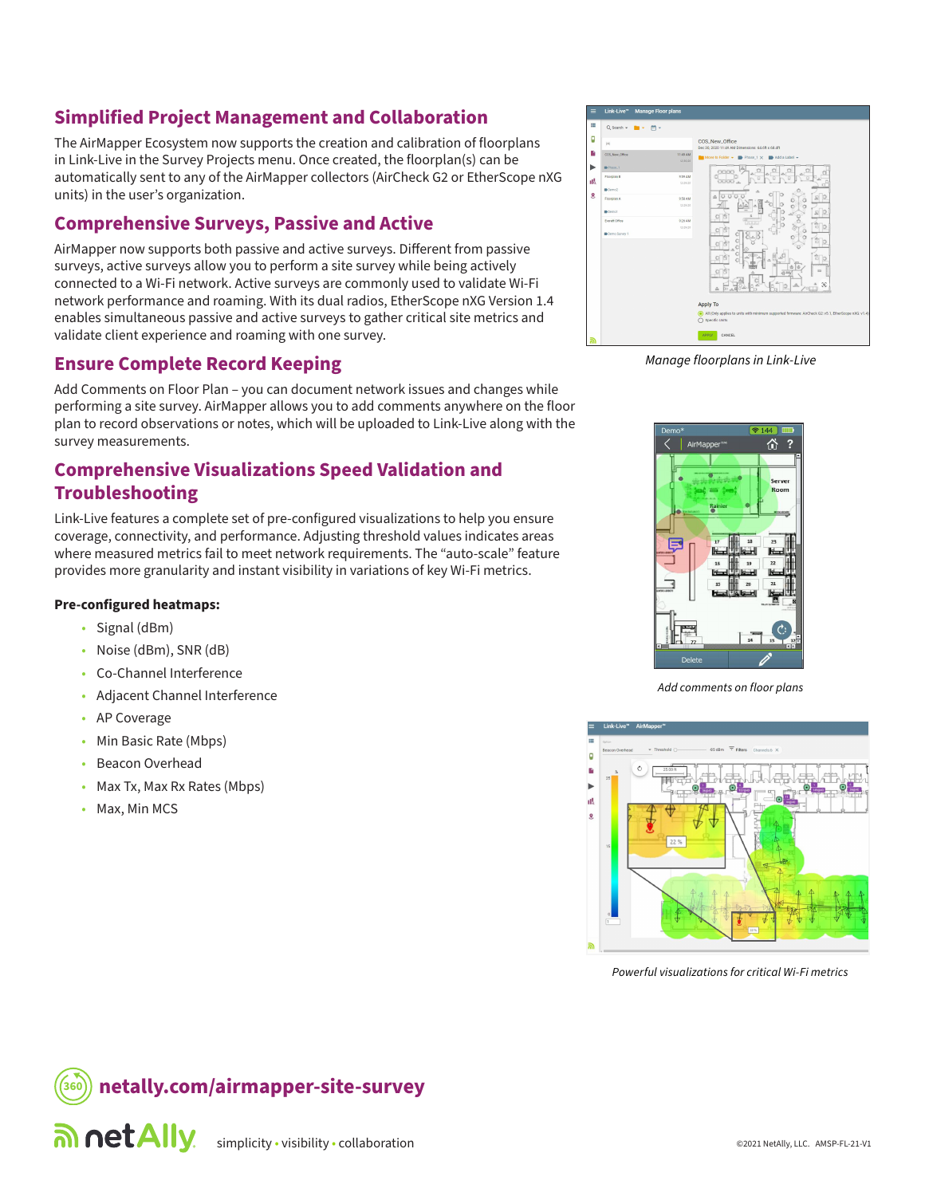## Simplified Project Management and Collaboration

The AirMapper Ecosystem now supports the creation and calibration of floorplans in Link-Live in the Survey Projects menu. Once created, the floorplan(s) can be automatically sent to any of the AirMapper collectors (AirCheck G2 or EtherScope nXG units) in the user's organization.

## Comprehensive Surveys, Passive and Active

AirMapper now supports both passive and active surveys. Different from passive surveys, active surveys allow you to perform a site survey while being actively connected to a Wi-Fi network. Active surveys are commonly used to validate Wi-Fi network performance and roaming. With its dual radios, EtherScope nXG Version 1.4 enables simultaneous passive and active surveys to gather critical site metrics and validate client experience and roaming with one survey.

## Ensure Complete Record Keeping

Add Comments on Floor Plan – you can document network issues and changes while performing a site survey. AirMapper allows you to add comments anywhere on the floor plan to record observations or notes, which will be uploaded to Link-Live along with the survey measurements.

## Comprehensive Visualizations Speed Validation and Troubleshooting

Link-Live features a complete set of pre-configured visualizations to help you ensure coverage, connectivity, and performance. Adjusting threshold values indicates areas where measured metrics fail to meet network requirements. The "auto-scale" feature provides more granularity and instant visibility in variations of key Wi-Fi metrics.

**Pre-configured heatmaps:**

- Signal (dBm)
- Noise (dBm), SNR (dB)
- Co-Channel Interference
- Adjacent Channel Interference
- AP Coverage
- Min Basic Rate (Mbps)
- Beacon Overhead
- Max Tx, Max Rx Rates (Mbps)
- Max, Min MCS

*Manage floorplans in Link-Live*

*Add comments on floor plans*

*Powerful visualizations for critical Wi-Fi metrics*

**netally.com/airmapper-site-survey**

netAlly simplicity • visibility • collaboration

©2021 NetAlly, LLC. AMSP-FL-21-V1